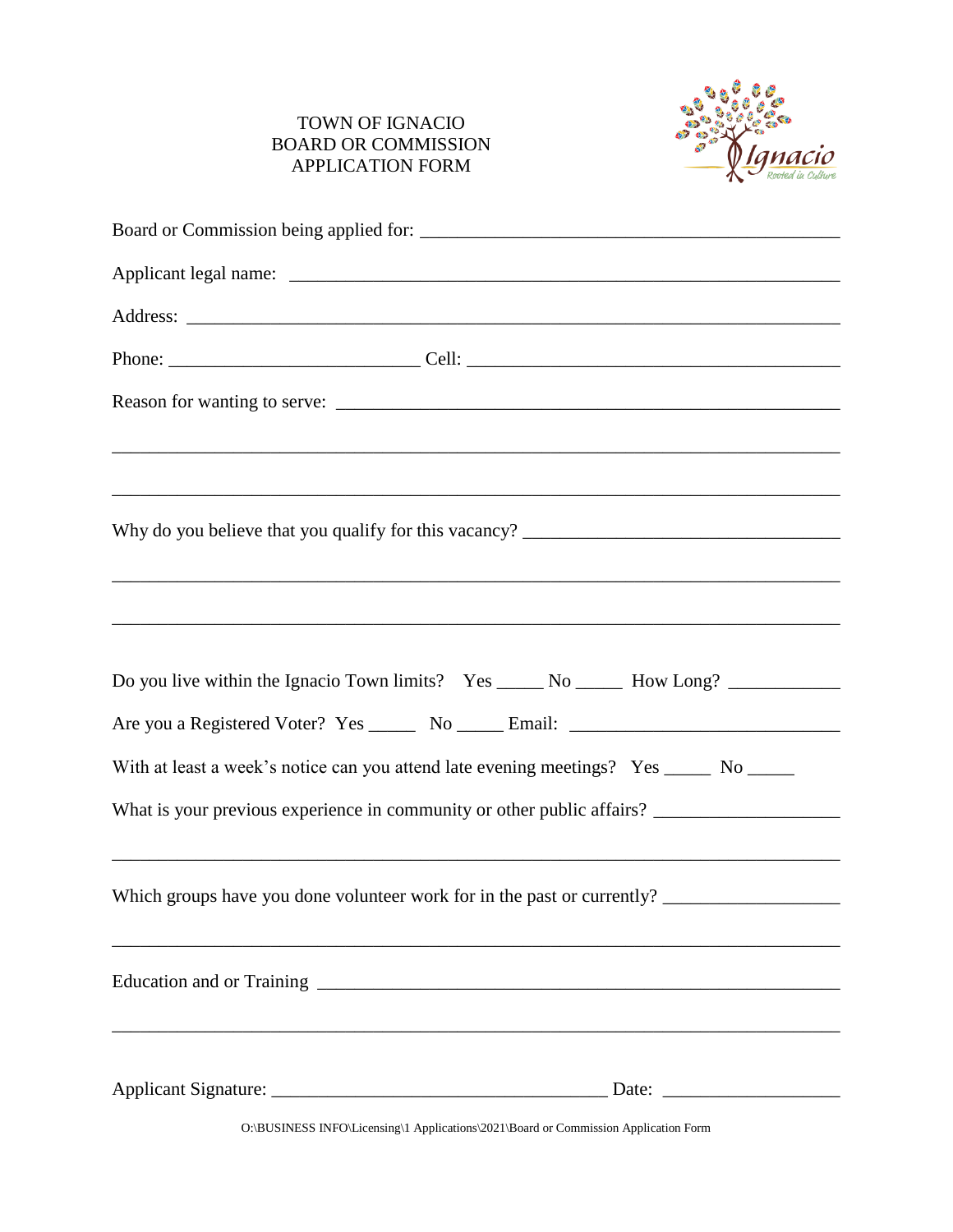# TOWN OF IGNACIO
## BOARD OR COMMISSION
## APPLICATION FORM

Ignacio
Rooted in Culture

Board or Commission being applied for: ___________________________________________

Applicant legal name: ___________________________________________________________

Address: ______________________________________________________________________

Phone: __________________________ Cell: _______________________________________

Reason for wanting to serve: _____________________________________________________

_____________________________________________________________________________

_____________________________________________________________________________

Why do you believe that you qualify for this vacancy? ________________________________

_____________________________________________________________________________

_____________________________________________________________________________

Do you live within the Ignacio Town limits? Yes _____ No _____ How Long? ___________

Are you a Registered Voter? Yes _____ No _____ Email: ____________________________

With at least a week's notice can you attend late evening meetings? Yes _____ No _____

What is your previous experience in community or other public affairs? __________________

_____________________________________________________________________________

Which groups have you done volunteer work for in the past or currently? _________________

_____________________________________________________________________________

Education and or Training ________________________________________________________

_____________________________________________________________________________

Applicant Signature: ___________________________________ Date: __________________

O:\BUSINESS INFO\Licensing\1 Applications\2021\Board or Commission Application Form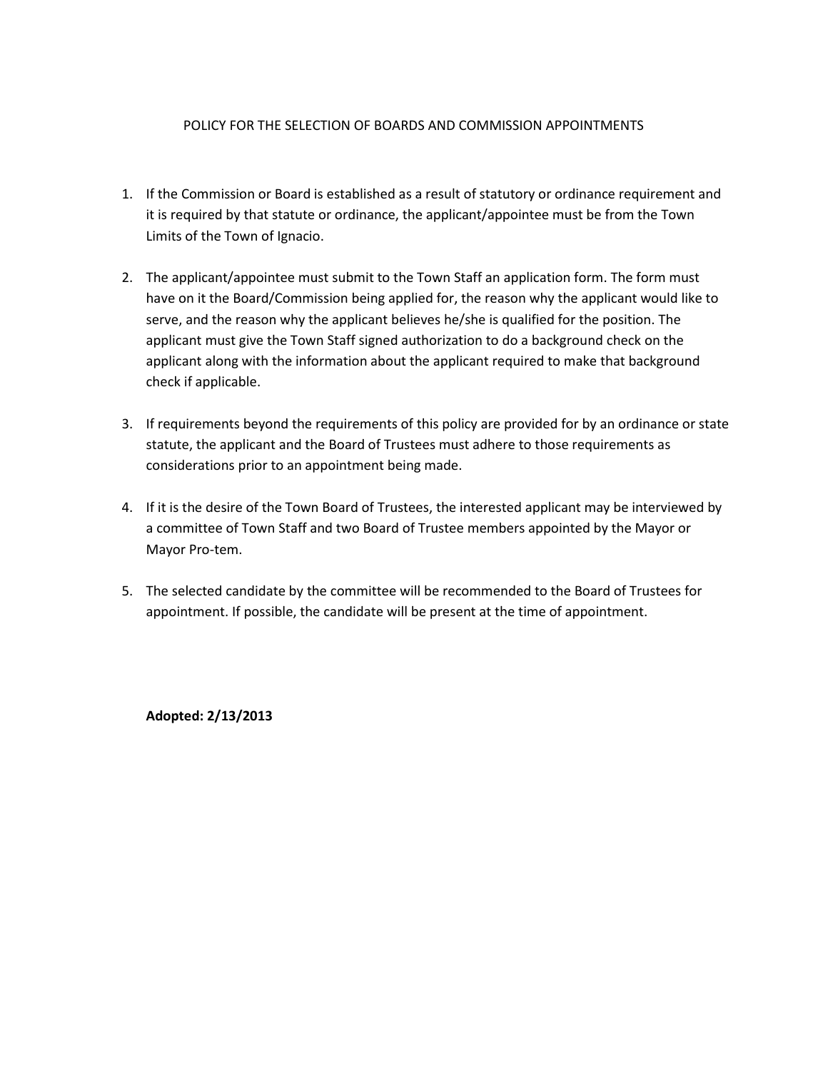# POLICY FOR THE SELECTION OF BOARDS AND COMMISSION APPOINTMENTS

1. If the Commission or Board is established as a result of statutory or ordinance requirement and it is required by that statute or ordinance, the applicant/appointee must be from the Town Limits of the Town of Ignacio.

2. The applicant/appointee must submit to the Town Staff an application form. The form must have on it the Board/Commission being applied for, the reason why the applicant would like to serve, and the reason why the applicant believes he/she is qualified for the position. The applicant must give the Town Staff signed authorization to do a background check on the applicant along with the information about the applicant required to make that background check if applicable.

3. If requirements beyond the requirements of this policy are provided for by an ordinance or state statute, the applicant and the Board of Trustees must adhere to those requirements as considerations prior to an appointment being made.

4. If it is the desire of the Town Board of Trustees, the interested applicant may be interviewed by a committee of Town Staff and two Board of Trustee members appointed by the Mayor or Mayor Pro-tem.

5. The selected candidate by the committee will be recommended to the Board of Trustees for appointment. If possible, the candidate will be present at the time of appointment.

**Adopted: 2/13/2013**